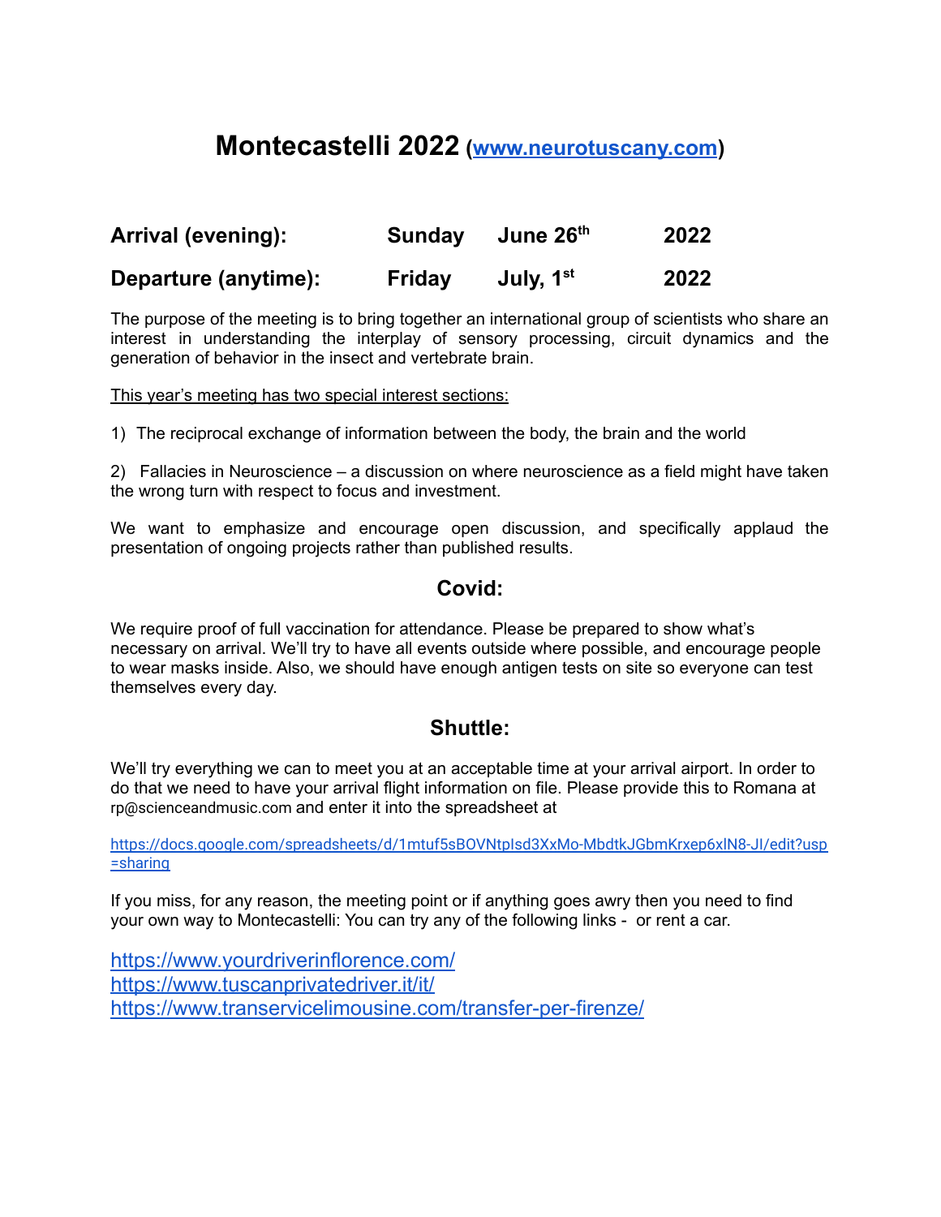# Montecastelli 2022 ([www.neurotuscany.com](www.neurotuscany.com))

| | | | |
|---|---|---|---|
| **Arrival (evening):** | **Sunday** | **June 26th** | **2022** |
| **Departure (anytime):** | **Friday** | **July, 1st** | **2022** |

The purpose of the meeting is to bring together an international group of scientists who share an interest in understanding the interplay of sensory processing, circuit dynamics and the generation of behavior in the insect and vertebrate brain.

<u>This year's meeting has two special interest sections:</u>

1) The reciprocal exchange of information between the body, the brain and the world

2) Fallacies in Neuroscience – a discussion on where neuroscience as a field might have taken the wrong turn with respect to focus and investment.

We want to emphasize and encourage open discussion, and specifically applaud the presentation of ongoing projects rather than published results.

## Covid:

We require proof of full vaccination for attendance. Please be prepared to show what's necessary on arrival. We'll try to have all events outside where possible, and encourage people to wear masks inside. Also, we should have enough antigen tests on site so everyone can test themselves every day.

## Shuttle:

We'll try everything we can to meet you at an acceptable time at your arrival airport. In order to do that we need to have your arrival flight information on file. Please provide this to Romana at rp@scienceandmusic.com and enter it into the spreadsheet at

https://docs.google.com/spreadsheets/d/1mtuf5sBOVNtpIsd3XxMo-MbdtkJGbmKrxep6xlN8-JI/edit?usp=sharing

If you miss, for any reason, the meeting point or if anything goes awry then you need to find your own way to Montecastelli: You can try any of the following links - or rent a car.

https://www.yourdriverinflorence.com/
https://www.tuscanprivatedriver.it/it/
https://www.transervicelimousine.com/transfer-per-firenze/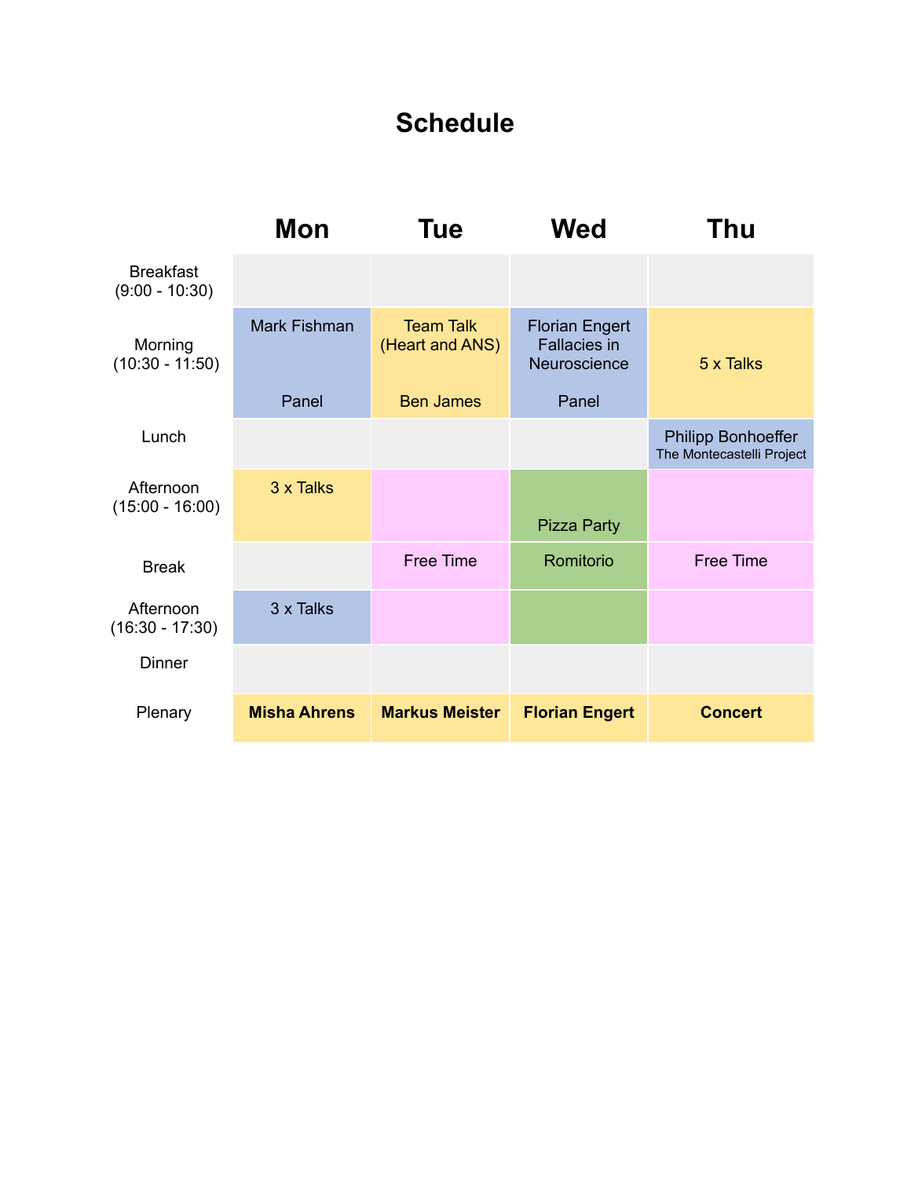# Schedule

| | Mon | Tue | Wed | Thu |
|---|---|---|---|---|
| Breakfast (9:00 - 10:30) | | | | |
| Morning (10:30 - 11:50) | Mark Fishman<br><br>Panel | Team Talk (Heart and ANS)<br><br>Ben James | Florian Engert Fallacies in Neuroscience<br><br>Panel | 5 x Talks |
| Lunch | | | | Philipp Bonhoeffer<br>The Montecastelli Project |
| Afternoon (15:00 - 16:00) | 3 x Talks | | Pizza Party | |
| Break | | Free Time | Romitorio | Free Time |
| Afternoon (16:30 - 17:30) | 3 x Talks | | | |
| Dinner | | | | |
| Plenary | **Misha Ahrens** | **Markus Meister** | **Florian Engert** | **Concert** |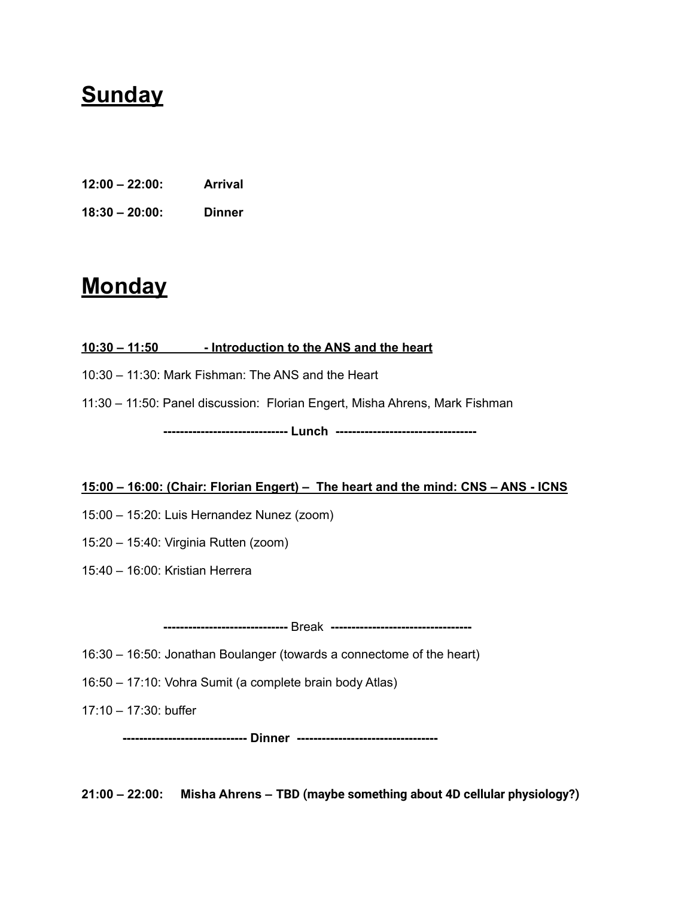# Sunday

**12:00 – 22:00: Arrival**

**18:30 – 20:00: Dinner**

# Monday

**10:30 – 11:50 - Introduction to the ANS and the heart**

10:30 – 11:30: Mark Fishman: The ANS and the Heart

11:30 – 11:50: Panel discussion: Florian Engert, Misha Ahrens, Mark Fishman

**------------------------------ Lunch ----------------------------------**

**15:00 – 16:00: (Chair: Florian Engert) – The heart and the mind: CNS – ANS - ICNS**

15:00 – 15:20: Luis Hernandez Nunez (zoom)

15:20 – 15:40: Virginia Rutten (zoom)

15:40 – 16:00: Kristian Herrera

**------------------------------** Break **----------------------------------**

16:30 – 16:50: Jonathan Boulanger (towards a connectome of the heart)

16:50 – 17:10: Vohra Sumit (a complete brain body Atlas)

17:10 – 17:30: buffer

**------------------------------ Dinner ----------------------------------**

**21:00 – 22:00: Misha Ahrens – TBD (maybe something about 4D cellular physiology?)**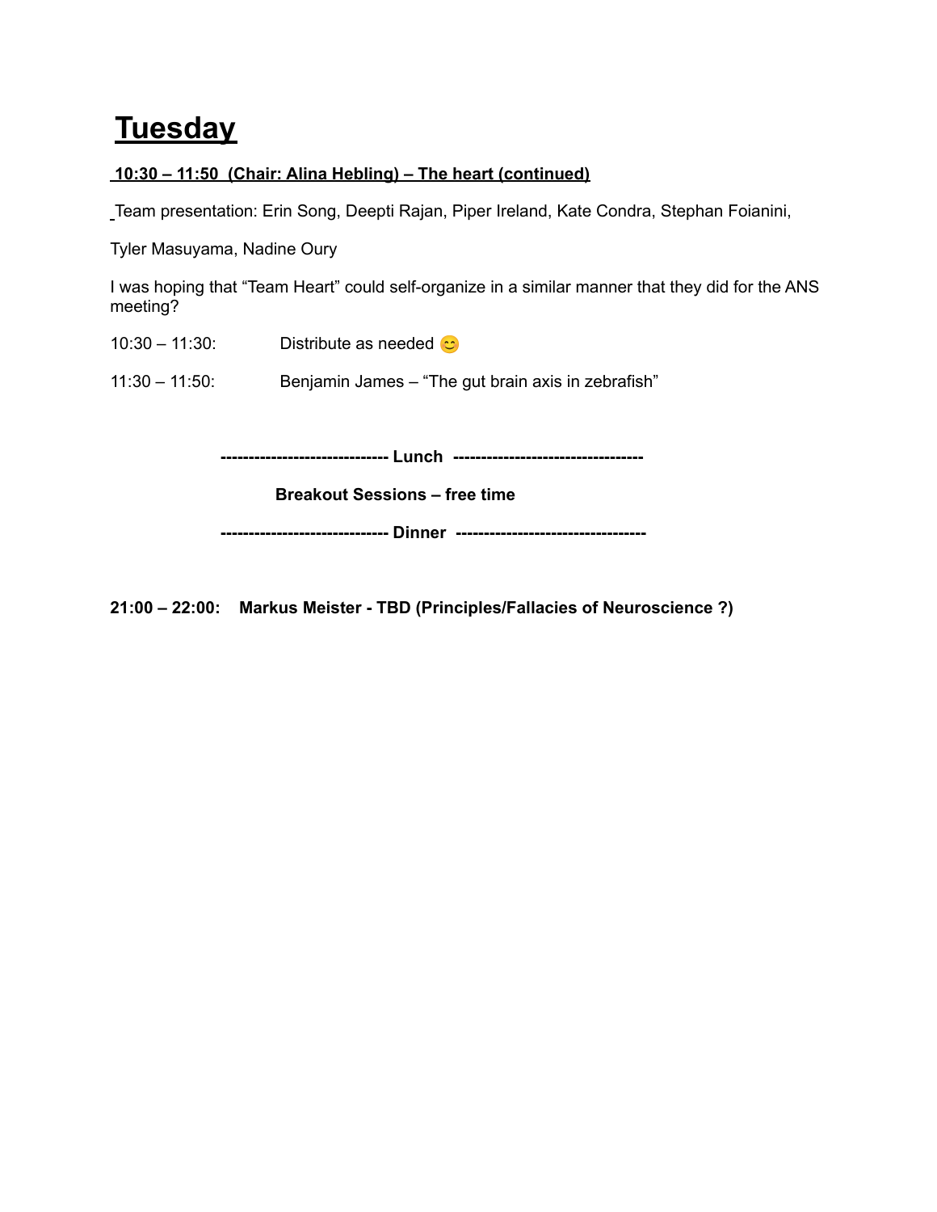# Tuesday

**10:30 – 11:50 (Chair: Alina Hebling) – The heart (continued)**

Team presentation: Erin Song, Deepti Rajan, Piper Ireland, Kate Condra, Stephan Foianini,

Tyler Masuyama, Nadine Oury

I was hoping that "Team Heart" could self-organize in a similar manner that they did for the ANS meeting?

10:30 – 11:30: Distribute as needed 😊

11:30 – 11:50: Benjamin James – "The gut brain axis in zebrafish"

**----------------------------- Lunch ---------------------------------**

**Breakout Sessions – free time**

**----------------------------- Dinner ---------------------------------**

**21:00 – 22:00: Markus Meister - TBD (Principles/Fallacies of Neuroscience ?)**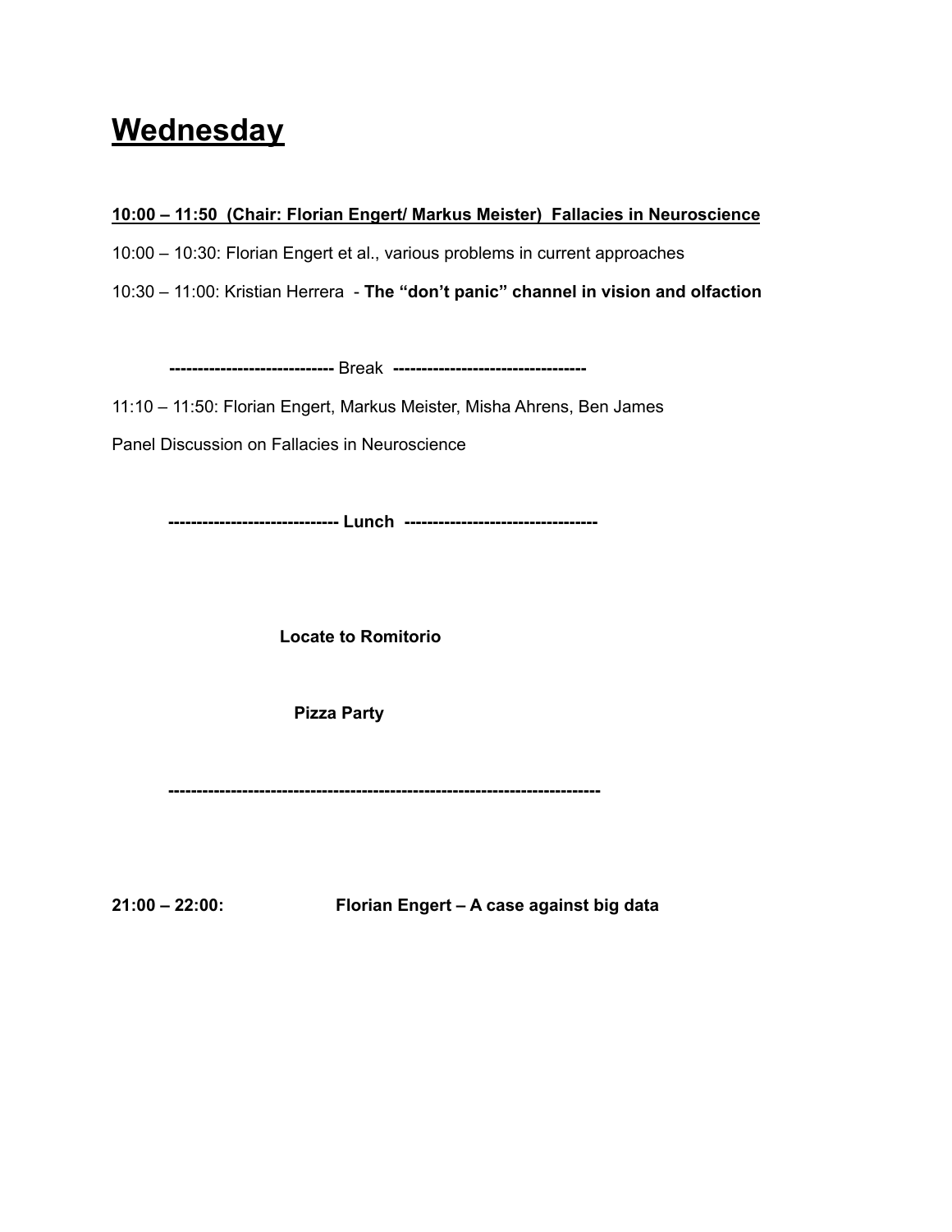# Wednesday

**10:00 – 11:50 (Chair: Florian Engert/ Markus Meister) Fallacies in Neuroscience**

10:00 – 10:30: Florian Engert et al., various problems in current approaches

10:30 – 11:00: Kristian Herrera - **The "don't panic" channel in vision and olfaction**

**----------------------------** Break **----------------------------------**

11:10 – 11:50: Florian Engert, Markus Meister, Misha Ahrens, Ben James

Panel Discussion on Fallacies in Neuroscience

**------------------------------ Lunch ----------------------------------**

**Locate to Romitorio**

**Pizza Party**

**---------------------------------------------------------------------------**

**21:00 – 22:00: Florian Engert – A case against big data**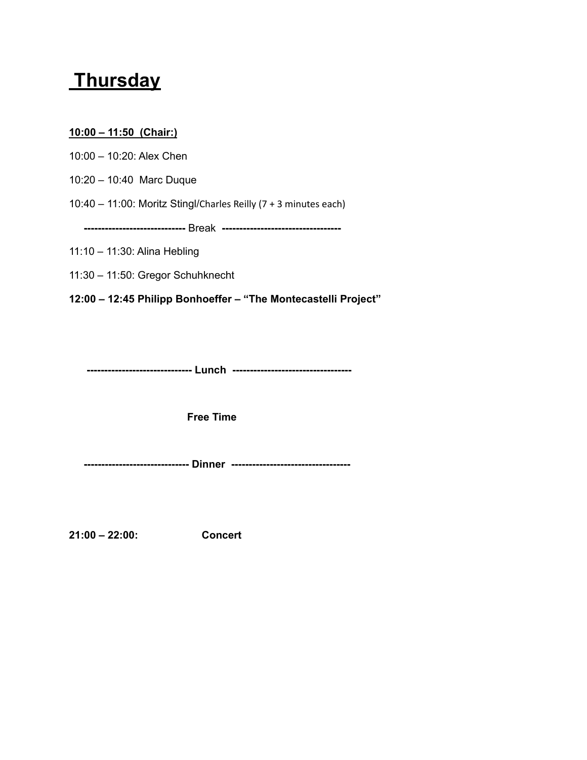# Thursday

**<u>10:00 – 11:50 (Chair:)</u>**

10:00 – 10:20: Alex Chen

10:20 – 10:40 Marc Duque

10:40 – 11:00: Moritz Stingl/Charles Reilly (7 + 3 minutes each)

----------------------------- Break ----------------------------------

11:10 – 11:30: Alina Hebling

11:30 – 11:50: Gregor Schuhknecht

**12:00 – 12:45 Philipp Bonhoeffer – "The Montecastelli Project"**

**------------------------------ Lunch ----------------------------------**

**Free Time**

**------------------------------ Dinner ----------------------------------**

**21:00 – 22:00: Concert**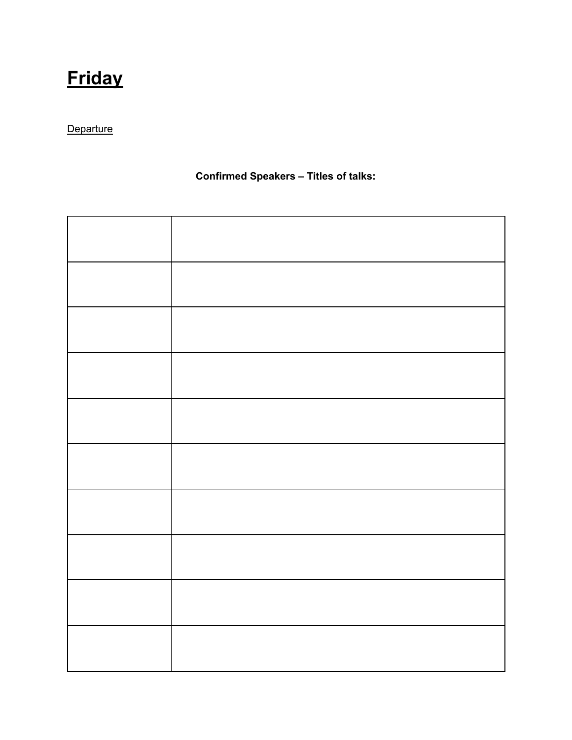## **Friday**

Departure

**Confirmed Speakers – Titles of talks:**

| | |
|---|---|
| | |
| | |
| | |
| | |
| | |
| | |
| | |
| | |
| | |
| | |